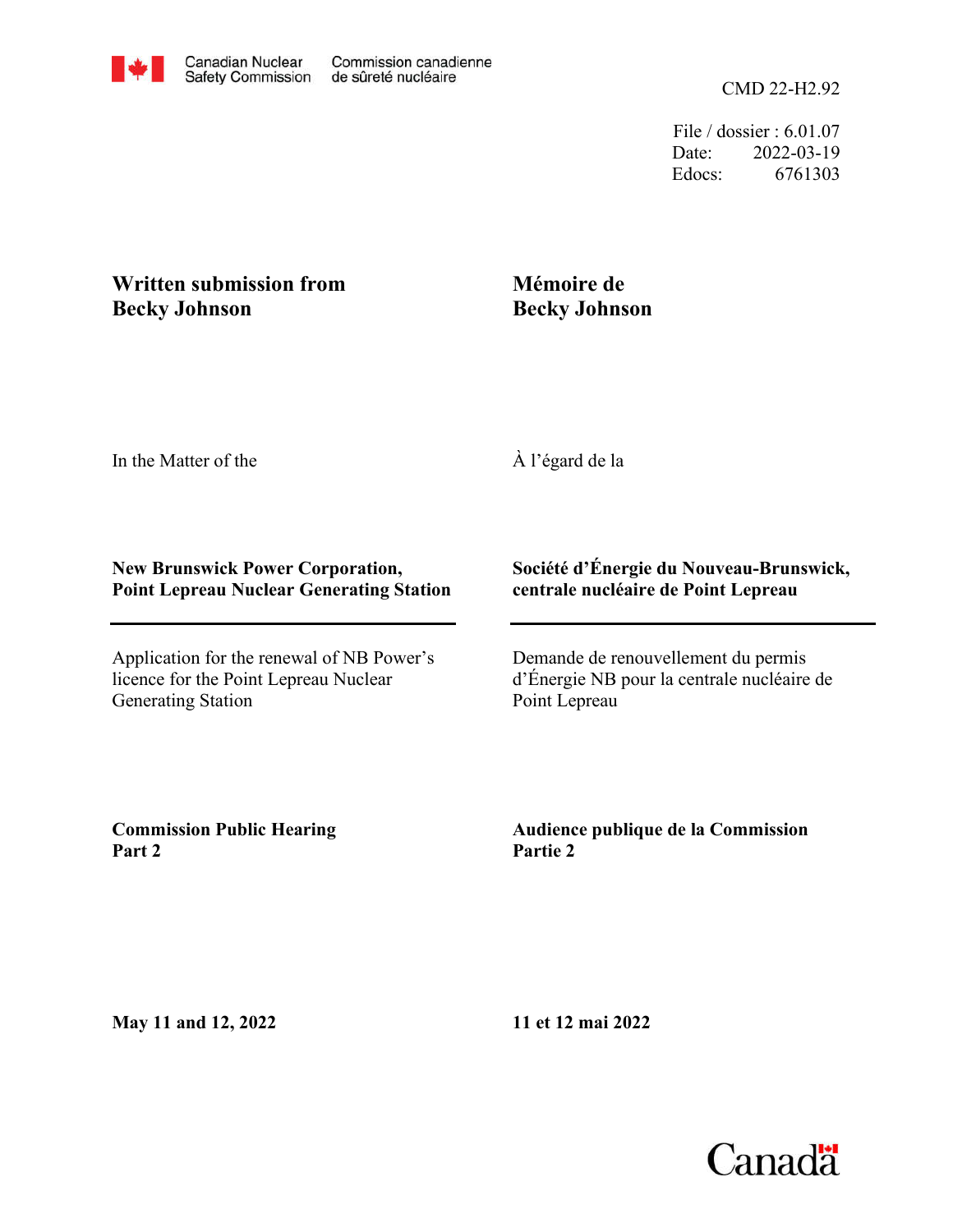Canadian Nuclear Safety Commission — Commission canadienne de sûreté nucléaire

CMD 22-H2.92

File / dossier : 6.01.07
Date: 2022-03-19
Edocs: 6761303

**Written submission from Becky Johnson**

**Mémoire de Becky Johnson**

In the Matter of the

À l'égard de la

**New Brunswick Power Corporation, Point Lepreau Nuclear Generating Station**

**Société d'Énergie du Nouveau-Brunswick, centrale nucléaire de Point Lepreau**

Application for the renewal of NB Power's licence for the Point Lepreau Nuclear Generating Station

Demande de renouvellement du permis d'Énergie NB pour la centrale nucléaire de Point Lepreau

**Commission Public Hearing Part 2**

**Audience publique de la Commission Partie 2**

**May 11 and 12, 2022**

**11 et 12 mai 2022**

Canada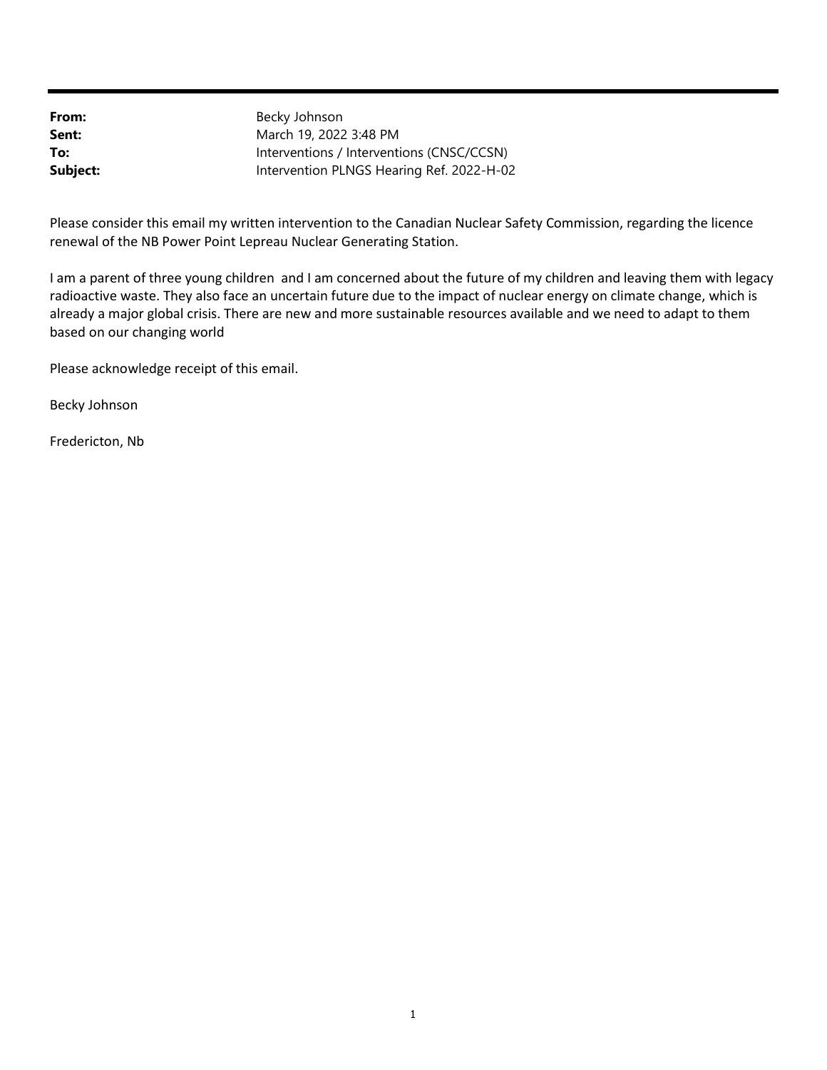**From:** Becky Johnson
**Sent:** March 19, 2022 3:48 PM
**To:** Interventions / Interventions (CNSC/CCSN)
**Subject:** Intervention PLNGS Hearing Ref. 2022-H-02

Please consider this email my written intervention to the Canadian Nuclear Safety Commission, regarding the licence renewal of the NB Power Point Lepreau Nuclear Generating Station.

I am a parent of three young children and I am concerned about the future of my children and leaving them with legacy radioactive waste. They also face an uncertain future due to the impact of nuclear energy on climate change, which is already a major global crisis. There are new and more sustainable resources available and we need to adapt to them based on our changing world

Please acknowledge receipt of this email.

Becky Johnson

Fredericton, Nb